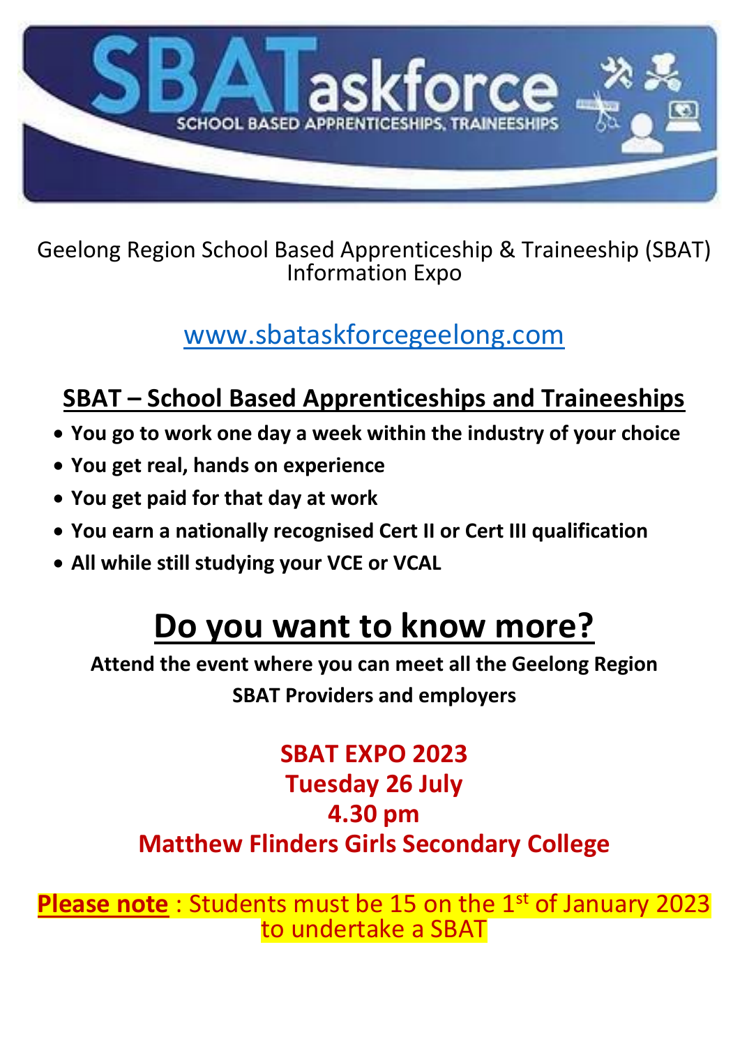# SBATaskforce

SCHOOL BASED APPRENTICESHIPS, TRAINEESHIPS

Geelong Region School Based Apprenticeship & Traineeship (SBAT) Information Expo

www.sbataskforcegeelong.com

## SBAT – School Based Apprenticeships and Traineeships

- **You go to work one day a week within the industry of your choice**
- **You get real, hands on experience**
- **You get paid for that day at work**
- **You earn a nationally recognised Cert II or Cert III qualification**
- **All while still studying your VCE or VCAL**

# Do you want to know more?

**Attend the event where you can meet all the Geelong Region SBAT Providers and employers**

**SBAT EXPO 2023**
**Tuesday 26 July**
**4.30 pm**
**Matthew Flinders Girls Secondary College**

**Please note** : Students must be 15 on the 1st of January 2023 to undertake a SBAT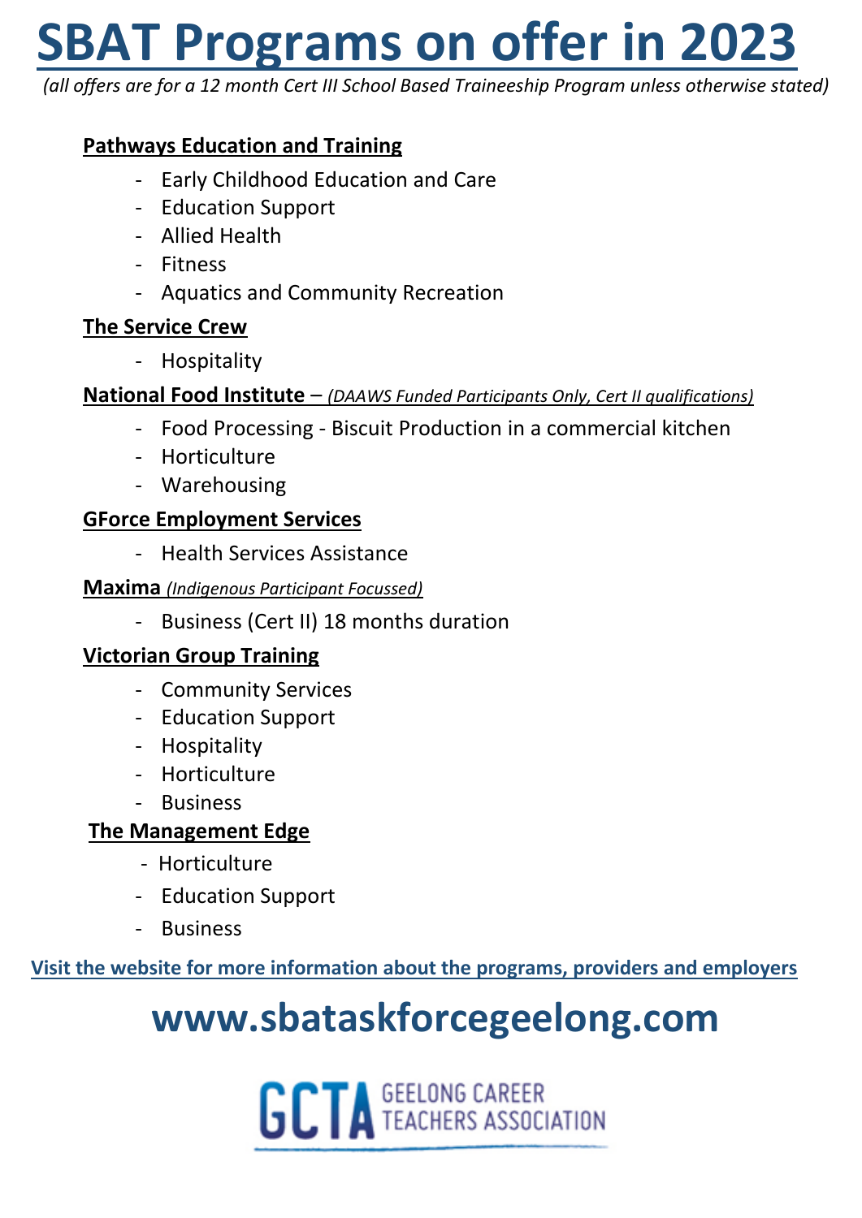# SBAT Programs on offer in 2023

*(all offers are for a 12 month Cert III School Based Traineeship Program unless otherwise stated)*

**Pathways Education and Training**

- Early Childhood Education and Care
- Education Support
- Allied Health
- Fitness
- Aquatics and Community Recreation

**The Service Crew**

- Hospitality

**National Food Institute** – *(DAAWS Funded Participants Only, Cert II qualifications)*

- Food Processing - Biscuit Production in a commercial kitchen
- Horticulture
- Warehousing

**GForce Employment Services**

- Health Services Assistance

**Maxima** *(Indigenous Participant Focussed)*

- Business (Cert II) 18 months duration

**Victorian Group Training**

- Community Services
- Education Support
- Hospitality
- Horticulture
- Business

**The Management Edge**

- Horticulture
- Education Support
- Business

**Visit the website for more information about the programs, providers and employers**

## www.sbataskforcegeelong.com

GCTA GEELONG CAREER TEACHERS ASSOCIATION